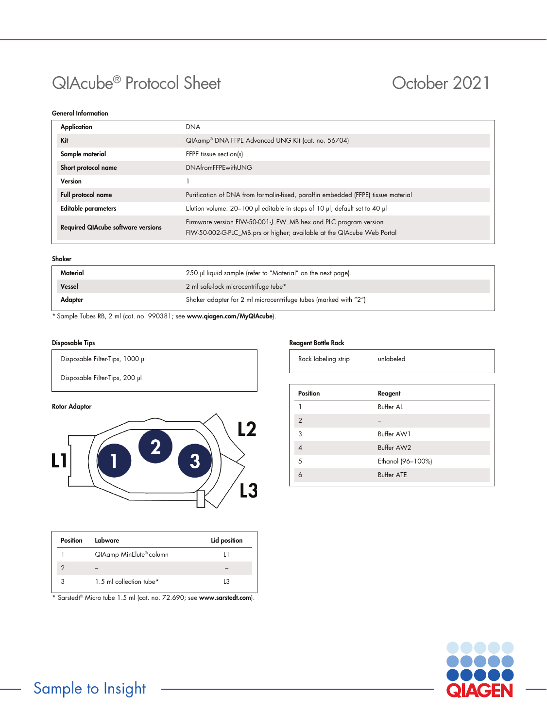# QIAcube® Protocol Sheet

October 2021

### General Information

| | |
|---|---|
| **Application** | DNA |
| **Kit** | QIAamp® DNA FFPE Advanced UNG Kit (cat. no. 56704) |
| **Sample material** | FFPE tissue section(s) |
| **Short protocol name** | DNAfromFFPEwithUNG |
| **Version** | 1 |
| **Full protocol name** | Purification of DNA from formalin-fixed, paraffin embedded (FFPE) tissue material |
| **Editable parameters** | Elution volume: 20–100 µl editable in steps of 10 µl; default set to 40 µl |
| **Required QIAcube software versions** | Firmware version FIW-50-001-J_FW_MB.hex and PLC program version FIW-50-002-G-PLC_MB.prs or higher; available at the QIAcube Web Portal |

### Shaker

| | |
|---|---|
| **Material** | 250 µl liquid sample (refer to "Material" on the next page). |
| **Vessel** | 2 ml safe-lock microcentrifuge tube* |
| **Adapter** | Shaker adapter for 2 ml microcentrifuge tubes (marked with "2") |

\* Sample Tubes RB, 2 ml (cat. no. 990381; see **www.qiagen.com/MyQIAcube**).

### Disposable Tips

Disposable Filter-Tips, 1000 µl

Disposable Filter-Tips, 200 µl

### Rotor Adaptor

| Position | Labware | Lid position |
|---|---|---|
| 1 | QIAamp MinElute® column | L1 |
| 2 | – | – |
| 3 | 1.5 ml collection tube* | L3 |

\* Sarstedt® Micro tube 1.5 ml (cat. no. 72.690; see **www.sarstedt.com**).

### Reagent Bottle Rack

| | |
|---|---|
| Rack labeling strip | unlabeled |

| Position | Reagent |
|---|---|
| 1 | Buffer AL |
| 2 | – |
| 3 | Buffer AW1 |
| 4 | Buffer AW2 |
| 5 | Ethanol (96–100%) |
| 6 | Buffer ATE |

Sample to Insight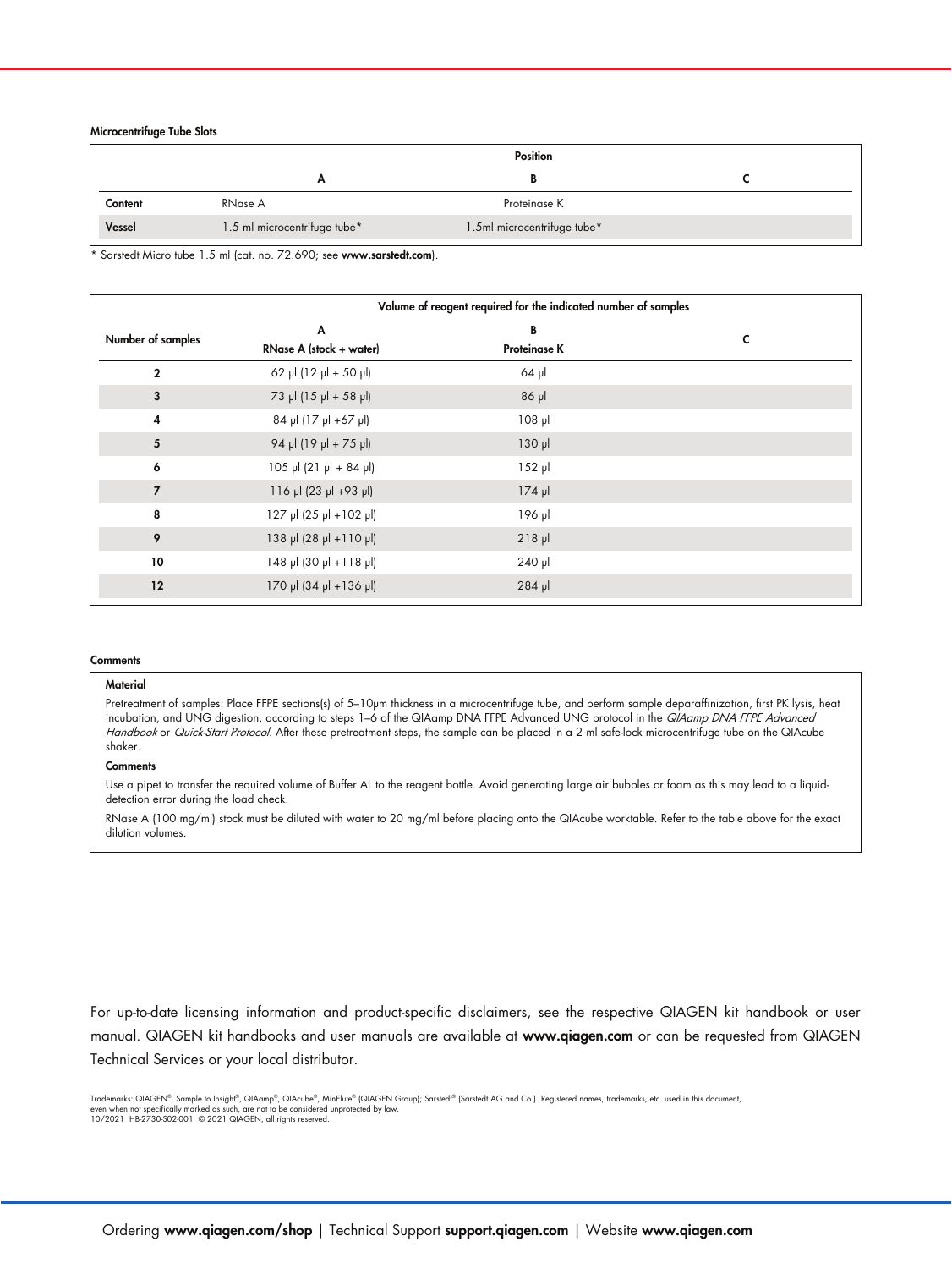#### Microcentrifuge Tube Slots

| | Position | | |
|---|---|---|---|
| | A | B | C |
| **Content** | RNase A | Proteinase K | |
| **Vessel** | 1.5 ml microcentrifuge tube* | 1.5ml microcentrifuge tube* | |

* Sarstedt Micro tube 1.5 ml (cat. no. 72.690; see **www.sarstedt.com**).

| | Volume of reagent required for the indicated number of samples | | |
|---|---|---|---|
| **Number of samples** | **A**<br>**RNase A (stock + water)** | **B**<br>**Proteinase K** | **C** |
| **2** | 62 µl (12 µl + 50 µl) | 64 µl | |
| **3** | 73 µl (15 µl + 58 µl) | 86 µl | |
| **4** | 84 µl (17 µl +67 µl) | 108 µl | |
| **5** | 94 µl (19 µl + 75 µl) | 130 µl | |
| **6** | 105 µl (21 µl + 84 µl) | 152 µl | |
| **7** | 116 µl (23 µl +93 µl) | 174 µl | |
| **8** | 127 µl (25 µl +102 µl) | 196 µl | |
| **9** | 138 µl (28 µl +110 µl) | 218 µl | |
| **10** | 148 µl (30 µl +118 µl) | 240 µl | |
| **12** | 170 µl (34 µl +136 µl) | 284 µl | |

#### Comments

**Material**

Pretreatment of samples: Place FFPE sections(s) of 5–10µm thickness in a microcentrifuge tube, and perform sample deparaffinization, first PK lysis, heat incubation, and UNG digestion, according to steps 1–6 of the QIAmp DNA FFPE Advanced UNG protocol in the *QIAamp DNA FFPE Advanced Handbook* or *Quick-Start Protocol*. After these pretreatment steps, the sample can be placed in a 2 ml safe-lock microcentrifuge tube on the QIAcube shaker.

**Comments**

Use a pipet to transfer the required volume of Buffer AL to the reagent bottle. Avoid generating large air bubbles or foam as this may lead to a liquid-detection error during the load check.

RNase A (100 mg/ml) stock must be diluted with water to 20 mg/ml before placing onto the QIAcube worktable. Refer to the table above for the exact dilution volumes.

For up-to-date licensing information and product-specific disclaimers, see the respective QIAGEN kit handbook or user manual. QIAGEN kit handbooks and user manuals are available at **www.qiagen.com** or can be requested from QIAGEN Technical Services or your local distributor.

Trademarks: QIAGEN®, Sample to Insight®, QIAamp®, QIAcube®, MinElute® (QIAGEN Group); Sarstedt® (Sarstedt AG and Co.). Registered names, trademarks, etc. used in this document, even when not specifically marked as such, are not to be considered unprotected by law.
10/2021 HB-2730-S02-001 © 2021 QIAGEN, all rights reserved.

Ordering **www.qiagen.com/shop** | Technical Support **support.qiagen.com** | Website **www.qiagen.com**